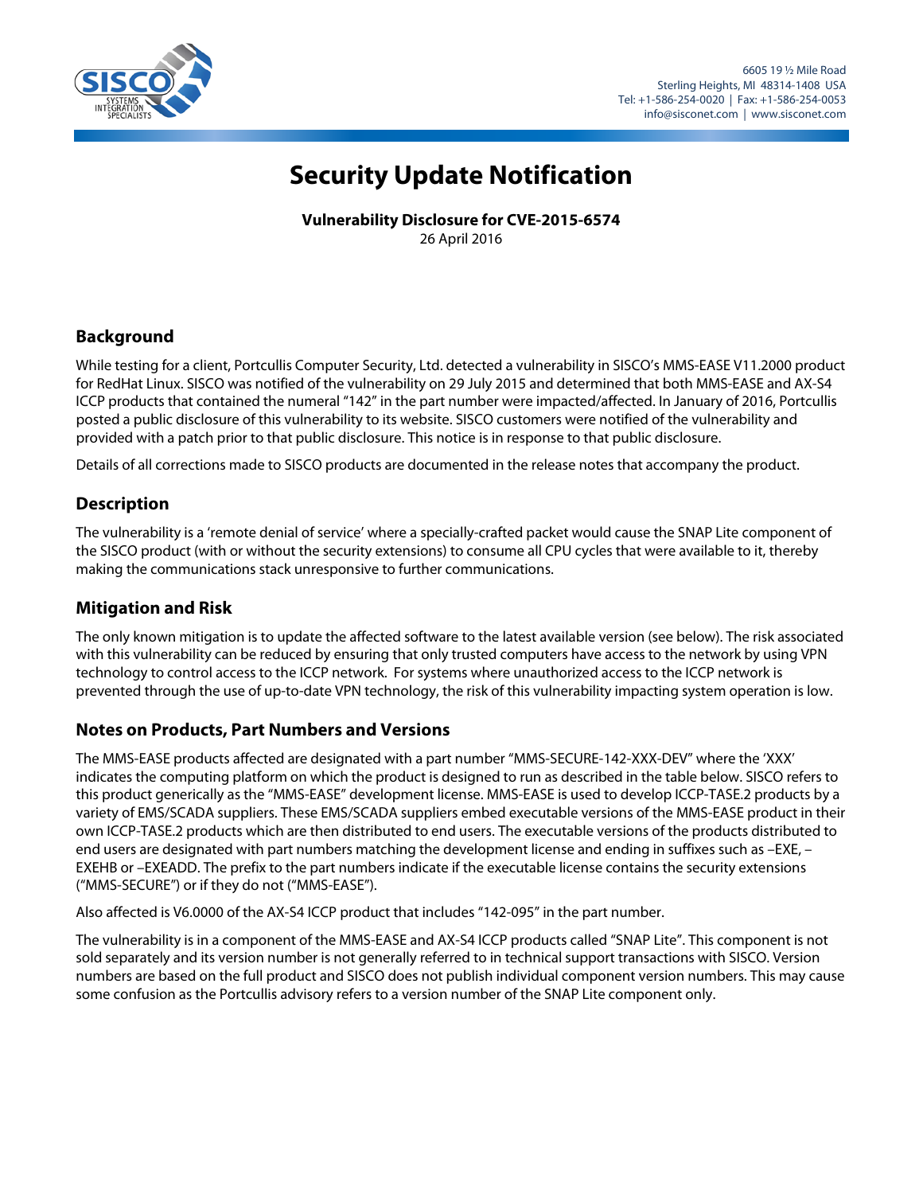# Security Update Notification

**Vulnerability Disclosure for CVE-2015-6574**
26 April 2016

## Background

While testing for a client, Portcullis Computer Security, Ltd. detected a vulnerability in SISCO's MMS-EASE V11.2000 product for RedHat Linux. SISCO was notified of the vulnerability on 29 July 2015 and determined that both MMS-EASE and AX-S4 ICCP products that contained the numeral "142" in the part number were impacted/affected. In January of 2016, Portcullis posted a public disclosure of this vulnerability to its website. SISCO customers were notified of the vulnerability and provided with a patch prior to that public disclosure. This notice is in response to that public disclosure.

Details of all corrections made to SISCO products are documented in the release notes that accompany the product.

## Description

The vulnerability is a 'remote denial of service' where a specially-crafted packet would cause the SNAP Lite component of the SISCO product (with or without the security extensions) to consume all CPU cycles that were available to it, thereby making the communications stack unresponsive to further communications.

## Mitigation and Risk

The only known mitigation is to update the affected software to the latest available version (see below). The risk associated with this vulnerability can be reduced by ensuring that only trusted computers have access to the network by using VPN technology to control access to the ICCP network. For systems where unauthorized access to the ICCP network is prevented through the use of up-to-date VPN technology, the risk of this vulnerability impacting system operation is low.

## Notes on Products, Part Numbers and Versions

The MMS-EASE products affected are designated with a part number "MMS-SECURE-142-XXX-DEV" where the 'XXX' indicates the computing platform on which the product is designed to run as described in the table below. SISCO refers to this product generically as the "MMS-EASE" development license. MMS-EASE is used to develop ICCP-TASE.2 products by a variety of EMS/SCADA suppliers. These EMS/SCADA suppliers embed executable versions of the MMS-EASE product in their own ICCP-TASE.2 products which are then distributed to end users. The executable versions of the products distributed to end users are designated with part numbers matching the development license and ending in suffixes such as –EXE, –EXEHB or –EXEADD. The prefix to the part numbers indicate if the executable license contains the security extensions ("MMS-SECURE") or if they do not ("MMS-EASE").

Also affected is V6.0000 of the AX-S4 ICCP product that includes "142-095" in the part number.

The vulnerability is in a component of the MMS-EASE and AX-S4 ICCP products called "SNAP Lite". This component is not sold separately and its version number is not generally referred to in technical support transactions with SISCO. Version numbers are based on the full product and SISCO does not publish individual component version numbers. This may cause some confusion as the Portcullis advisory refers to a version number of the SNAP Lite component only.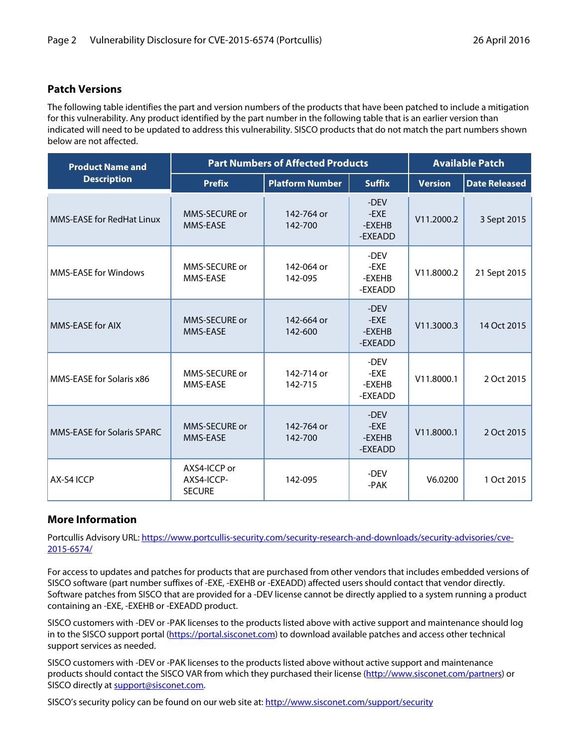## Patch Versions

The following table identifies the part and version numbers of the products that have been patched to include a mitigation for this vulnerability. Any product identified by the part number in the following table that is an earlier version than indicated will need to be updated to address this vulnerability. SISCO products that do not match the part numbers shown below are not affected.

| Product Name and Description | Part Numbers of Affected Products | | | Available Patch | |
|---|---|---|---|---|---|
| | Prefix | Platform Number | Suffix | Version | Date Released |
| MMS-EASE for RedHat Linux | MMS-SECURE or MMS-EASE | 142-764 or 142-700 | -DEV -EXE -EXEHB -EXEADD | V11.2000.2 | 3 Sept 2015 |
| MMS-EASE for Windows | MMS-SECURE or MMS-EASE | 142-064 or 142-095 | -DEV -EXE -EXEHB -EXEADD | V11.8000.2 | 21 Sept 2015 |
| MMS-EASE for AIX | MMS-SECURE or MMS-EASE | 142-664 or 142-600 | -DEV -EXE -EXEHB -EXEADD | V11.3000.3 | 14 Oct 2015 |
| MMS-EASE for Solaris x86 | MMS-SECURE or MMS-EASE | 142-714 or 142-715 | -DEV -EXE -EXEHB -EXEADD | V11.8000.1 | 2 Oct 2015 |
| MMS-EASE for Solaris SPARC | MMS-SECURE or MMS-EASE | 142-764 or 142-700 | -DEV -EXE -EXEHB -EXEADD | V11.8000.1 | 2 Oct 2015 |
| AX-S4 ICCP | AXS4-ICCP or AXS4-ICCP-SECURE | 142-095 | -DEV -PAK | V6.0200 | 1 Oct 2015 |

## More Information

Portcullis Advisory URL: https://www.portcullis-security.com/security-research-and-downloads/security-advisories/cve-2015-6574/

For access to updates and patches for products that are purchased from other vendors that includes embedded versions of SISCO software (part number suffixes of -EXE, -EXEHB or -EXEADD) affected users should contact that vendor directly. Software patches from SISCO that are provided for a -DEV license cannot be directly applied to a system running a product containing an -EXE, -EXEHB or -EXEADD product.

SISCO customers with -DEV or -PAK licenses to the products listed above with active support and maintenance should log in to the SISCO support portal (https://portal.sisconet.com) to download available patches and access other technical support services as needed.

SISCO customers with -DEV or -PAK licenses to the products listed above without active support and maintenance products should contact the SISCO VAR from which they purchased their license (http://www.sisconet.com/partners) or SISCO directly at support@sisconet.com.

SISCO's security policy can be found on our web site at: http://www.sisconet.com/support/security